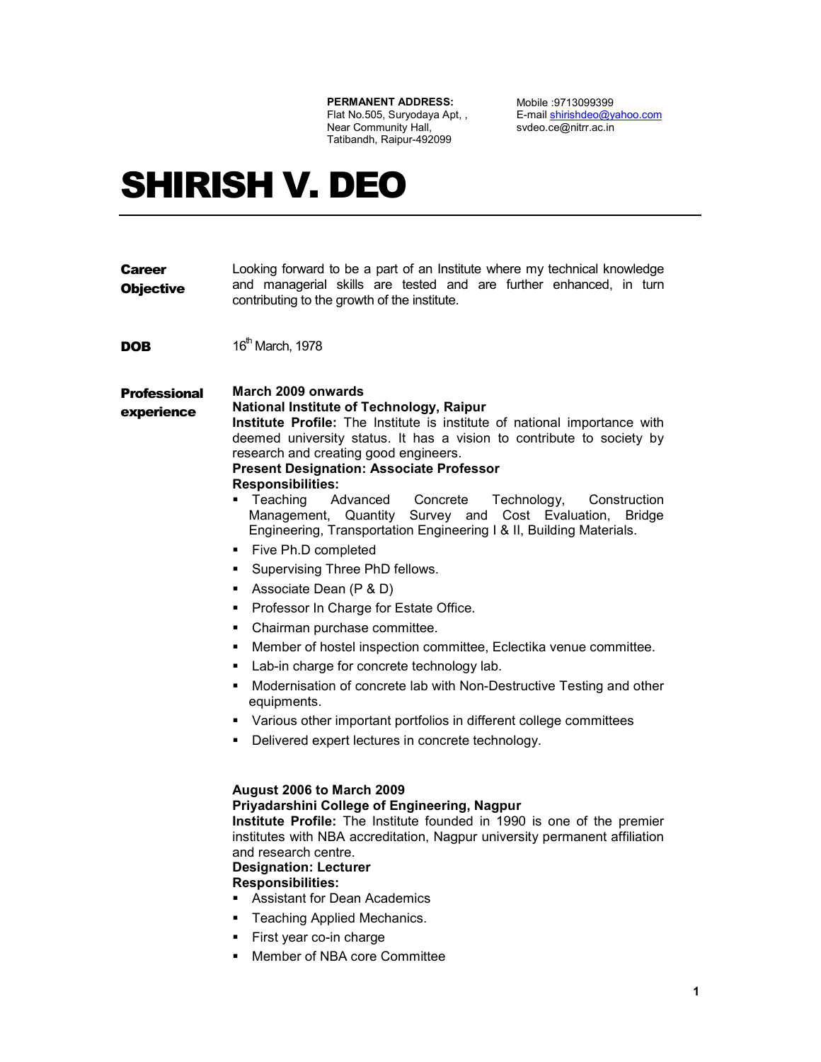**PERMANENT ADDRESS:**
Flat No.505, Suryodaya Apt, ,
Near Community Hall,
Tatibandh, Raipur-492099

Mobile :9713099399
E-mail shirishdeo@yahoo.com
svdeo.ce@nitrr.ac.in

# SHIRISH V. DEO

---

**Career Objective**

Looking forward to be a part of an Institute where my technical knowledge and managerial skills are tested and are further enhanced, in turn contributing to the growth of the institute.

**DOB**

16th March, 1978

**Professional experience**

**March 2009 onwards**
**National Institute of Technology, Raipur**
**Institute Profile:** The Institute is institute of national importance with deemed university status. It has a vision to contribute to society by research and creating good engineers.
**Present Designation: Associate Professor**
**Responsibilities:**

- Teaching Advanced Concrete Technology, Construction Management, Quantity Survey and Cost Evaluation, Bridge Engineering, Transportation Engineering I & II, Building Materials.
- Five Ph.D completed
- Supervising Three PhD fellows.
- Associate Dean (P & D)
- Professor In Charge for Estate Office.
- Chairman purchase committee.
- Member of hostel inspection committee, Eclectika venue committee.
- Lab-in charge for concrete technology lab.
- Modernisation of concrete lab with Non-Destructive Testing and other equipments.
- Various other important portfolios in different college committees
- Delivered expert lectures in concrete technology.

**August 2006 to March 2009**
**Priyadarshini College of Engineering, Nagpur**
**Institute Profile:** The Institute founded in 1990 is one of the premier institutes with NBA accreditation, Nagpur university permanent affiliation and research centre.
**Designation: Lecturer**
**Responsibilities:**

- Assistant for Dean Academics
- Teaching Applied Mechanics.
- First year co-in charge
- Member of NBA core Committee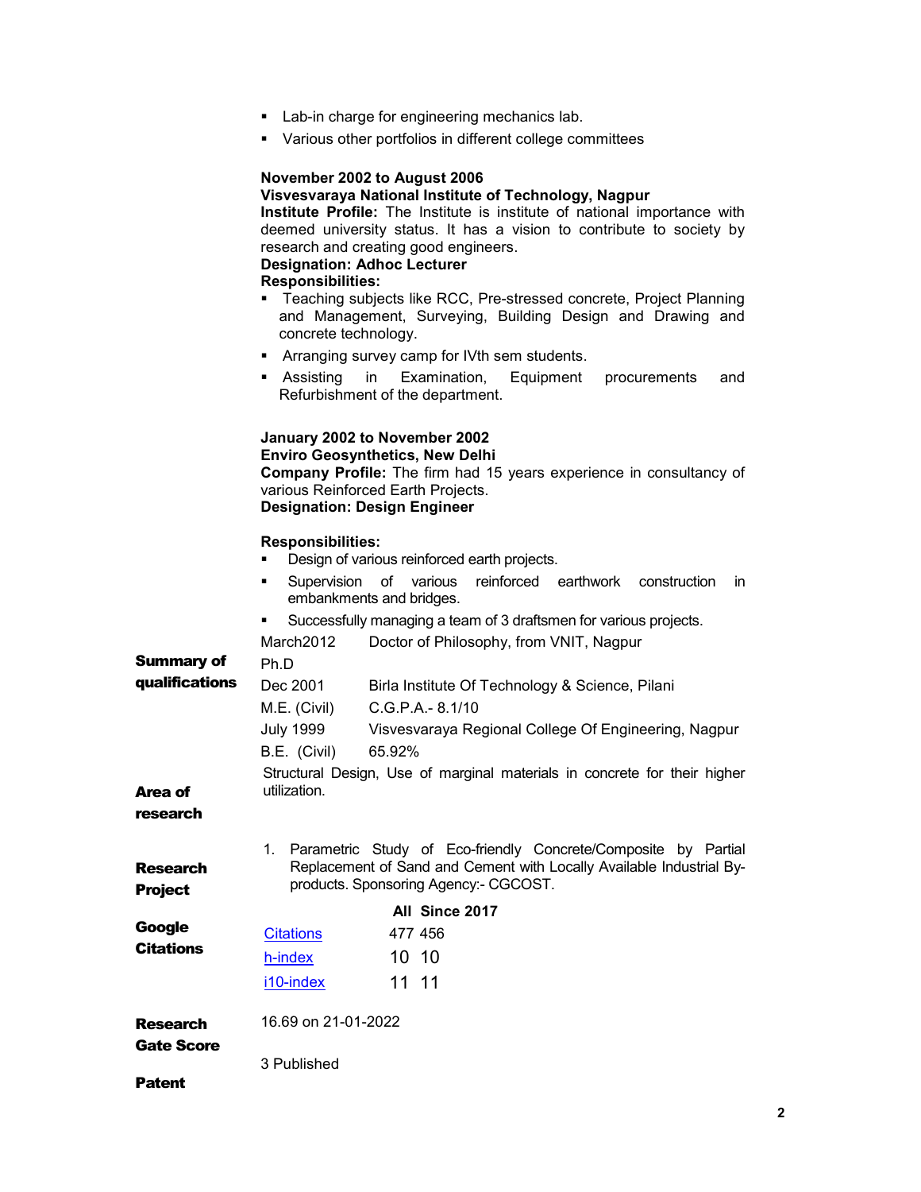- Lab-in charge for engineering mechanics lab.
- Various other portfolios in different college committees

**November 2002 to August 2006**
**Visvesvaraya National Institute of Technology, Nagpur**
**Institute Profile:** The Institute is institute of national importance with deemed university status. It has a vision to contribute to society by research and creating good engineers.
**Designation: Adhoc Lecturer**
**Responsibilities:**

- Teaching subjects like RCC, Pre-stressed concrete, Project Planning and Management, Surveying, Building Design and Drawing and concrete technology.
- Arranging survey camp for IVth sem students.
- Assisting in Examination, Equipment procurements and Refurbishment of the department.

**January 2002 to November 2002**
**Enviro Geosynthetics, New Delhi**
**Company Profile:** The firm had 15 years experience in consultancy of various Reinforced Earth Projects.
**Designation: Design Engineer**

**Responsibilities:**

- Design of various reinforced earth projects.
- Supervision of various reinforced earthwork construction in embankments and bridges.
- Successfully managing a team of 3 draftsmen for various projects.

**Summary of qualifications**

| | |
|---|---|
| March2012 Ph.D | Doctor of Philosophy, from VNIT, Nagpur |
| Dec 2001 M.E. (Civil) | Birla Institute Of Technology & Science, Pilani C.G.P.A.- 8.1/10 |
| July 1999 B.E. (Civil) | Visvesvaraya Regional College Of Engineering, Nagpur 65.92% |

**Area of research**

Structural Design, Use of marginal materials in concrete for their higher utilization.

**Research Project**

1. Parametric Study of Eco-friendly Concrete/Composite by Partial Replacement of Sand and Cement with Locally Available Industrial By-products. Sponsoring Agency:- CGCOST.

**Google Citations**

| | All | Since 2017 |
|---|---|---|
| Citations | 477 | 456 |
| h-index | 10 | 10 |
| i10-index | 11 | 11 |

**Research Gate Score**

16.69 on 21-01-2022

**Patent**

3 Published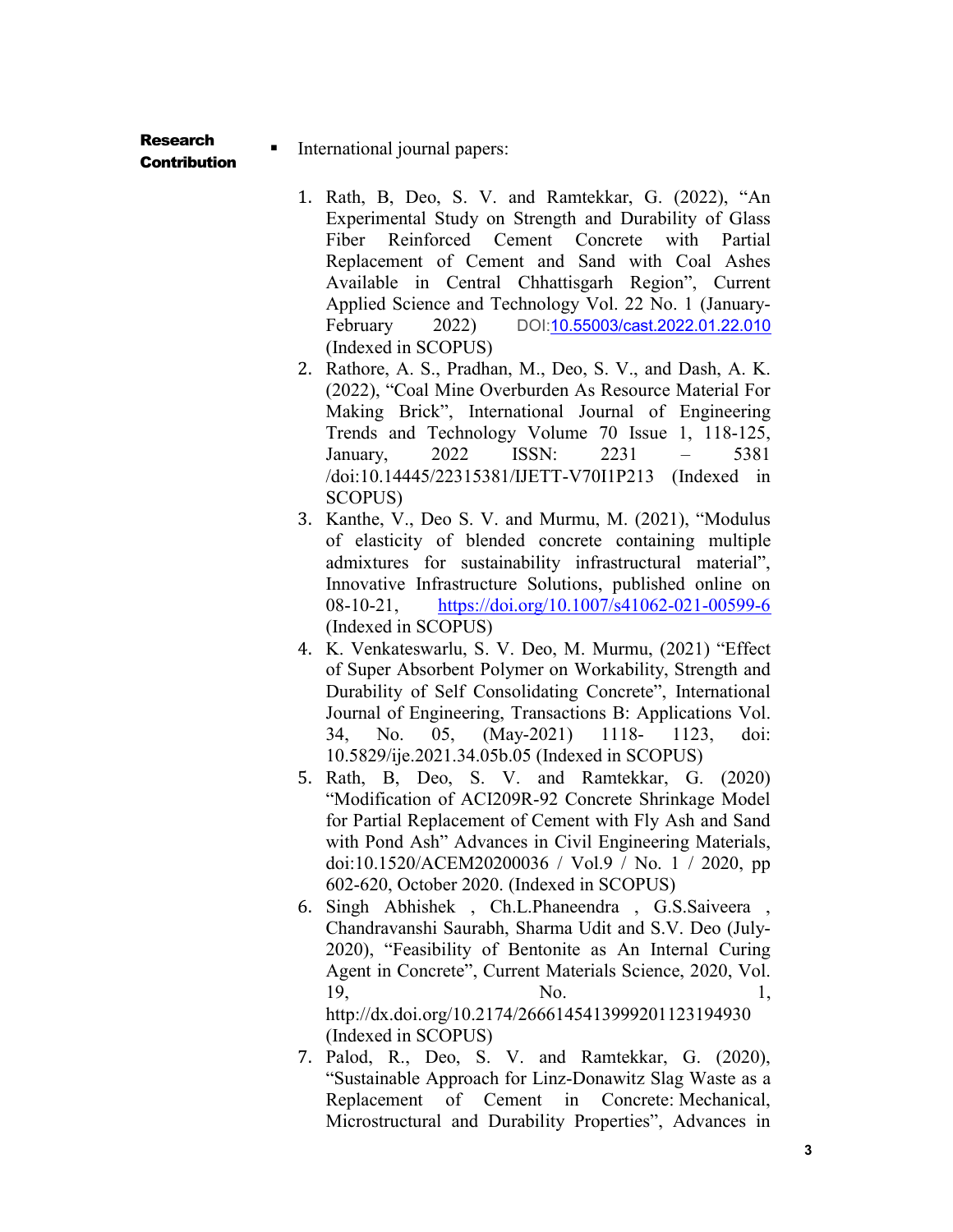**Research Contribution**

- International journal papers:

1. Rath, B, Deo, S. V. and Ramtekkar, G. (2022), "An Experimental Study on Strength and Durability of Glass Fiber Reinforced Cement Concrete with Partial Replacement of Cement and Sand with Coal Ashes Available in Central Chhattisgarh Region", Current Applied Science and Technology Vol. 22 No. 1 (January-February 2022) DOI:[10.55003/cast.2022.01.22.010](https://doi.org/10.55003/cast.2022.01.22.010) (Indexed in SCOPUS)
2. Rathore, A. S., Pradhan, M., Deo, S. V., and Dash, A. K. (2022), "Coal Mine Overburden As Resource Material For Making Brick", International Journal of Engineering Trends and Technology Volume 70 Issue 1, 118-125, January, 2022 ISSN: 2231 – 5381 /doi:10.14445/22315381/IJETT-V70I1P213 (Indexed in SCOPUS)
3. Kanthe, V., Deo S. V. and Murmu, M. (2021), "Modulus of elasticity of blended concrete containing multiple admixtures for sustainability infrastructural material", Innovative Infrastructure Solutions, published online on 08-10-21, https://doi.org/10.1007/s41062-021-00599-6 (Indexed in SCOPUS)
4. K. Venkateswarlu, S. V. Deo, M. Murmu, (2021) "Effect of Super Absorbent Polymer on Workability, Strength and Durability of Self Consolidating Concrete", International Journal of Engineering, Transactions B: Applications Vol. 34, No. 05, (May-2021) 1118- 1123, doi: 10.5829/ije.2021.34.05b.05 (Indexed in SCOPUS)
5. Rath, B, Deo, S. V. and Ramtekkar, G. (2020) "Modification of ACI209R-92 Concrete Shrinkage Model for Partial Replacement of Cement with Fly Ash and Sand with Pond Ash" Advances in Civil Engineering Materials, doi:10.1520/ACEM20200036 / Vol.9 / No. 1 / 2020, pp 602-620, October 2020. (Indexed in SCOPUS)
6. Singh Abhishek , Ch.L.Phaneendra , G.S.Saiveera , Chandravanshi Saurabh, Sharma Udit and S.V. Deo (July-2020), "Feasibility of Bentonite as An Internal Curing Agent in Concrete", Current Materials Science, 2020, Vol. 19, No. 1, http://dx.doi.org/10.2174/2666145413999201123194930 (Indexed in SCOPUS)
7. Palod, R., Deo, S. V. and Ramtekkar, G. (2020), "Sustainable Approach for Linz-Donawitz Slag Waste as a Replacement of Cement in Concrete: Mechanical, Microstructural and Durability Properties", Advances in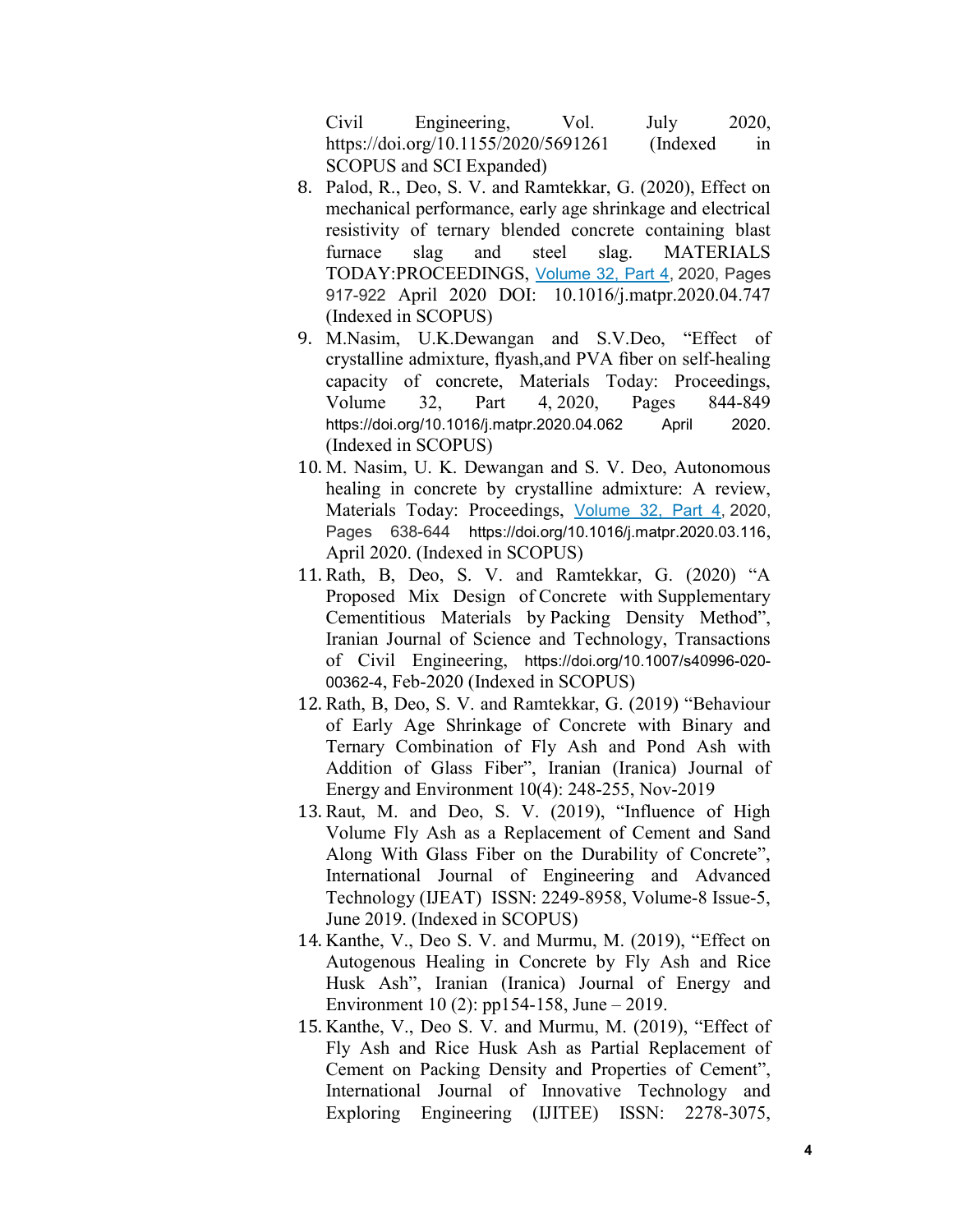Civil Engineering, Vol. July 2020, https://doi.org/10.1155/2020/5691261 (Indexed in SCOPUS and SCI Expanded)

8. Palod, R., Deo, S. V. and Ramtekkar, G. (2020), Effect on mechanical performance, early age shrinkage and electrical resistivity of ternary blended concrete containing blast furnace slag and steel slag. MATERIALS TODAY:PROCEEDINGS, Volume 32, Part 4, 2020, Pages 917-922 April 2020 DOI: 10.1016/j.matpr.2020.04.747 (Indexed in SCOPUS)
9. M.Nasim, U.K.Dewangan and S.V.Deo, "Effect of crystalline admixture, flyash,and PVA fiber on self-healing capacity of concrete, Materials Today: Proceedings, Volume 32, Part 4, 2020, Pages 844-849 https://doi.org/10.1016/j.matpr.2020.04.062 April 2020. (Indexed in SCOPUS)
10. M. Nasim, U. K. Dewangan and S. V. Deo, Autonomous healing in concrete by crystalline admixture: A review, Materials Today: Proceedings, Volume 32, Part 4, 2020, Pages 638-644 https://doi.org/10.1016/j.matpr.2020.03.116, April 2020. (Indexed in SCOPUS)
11. Rath, B, Deo, S. V. and Ramtekkar, G. (2020) "A Proposed Mix Design of Concrete with Supplementary Cementitious Materials by Packing Density Method", Iranian Journal of Science and Technology, Transactions of Civil Engineering, https://doi.org/10.1007/s40996-020-00362-4, Feb-2020 (Indexed in SCOPUS)
12. Rath, B, Deo, S. V. and Ramtekkar, G. (2019) "Behaviour of Early Age Shrinkage of Concrete with Binary and Ternary Combination of Fly Ash and Pond Ash with Addition of Glass Fiber", Iranian (Iranica) Journal of Energy and Environment 10(4): 248-255, Nov-2019
13. Raut, M. and Deo, S. V. (2019), "Influence of High Volume Fly Ash as a Replacement of Cement and Sand Along With Glass Fiber on the Durability of Concrete", International Journal of Engineering and Advanced Technology (IJEAT) ISSN: 2249-8958, Volume-8 Issue-5, June 2019. (Indexed in SCOPUS)
14. Kanthe, V., Deo S. V. and Murmu, M. (2019), "Effect on Autogenous Healing in Concrete by Fly Ash and Rice Husk Ash", Iranian (Iranica) Journal of Energy and Environment 10 (2): pp154-158, June – 2019.
15. Kanthe, V., Deo S. V. and Murmu, M. (2019), "Effect of Fly Ash and Rice Husk Ash as Partial Replacement of Cement on Packing Density and Properties of Cement", International Journal of Innovative Technology and Exploring Engineering (IJITEE) ISSN: 2278-3075,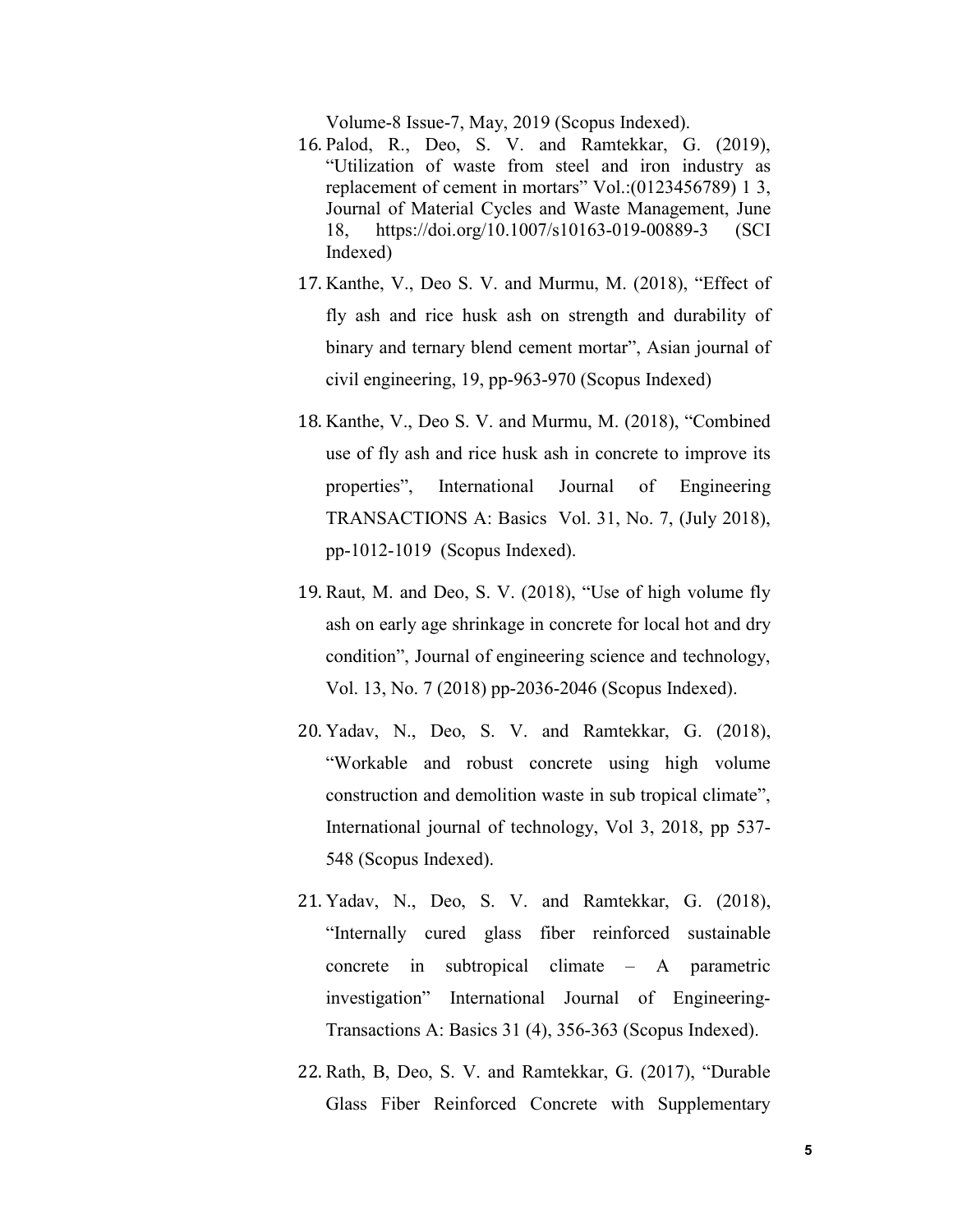Volume-8 Issue-7, May, 2019 (Scopus Indexed).

16. Palod, R., Deo, S. V. and Ramtekkar, G. (2019), "Utilization of waste from steel and iron industry as replacement of cement in mortars" Vol.:(0123456789) 1 3, Journal of Material Cycles and Waste Management, June 18, https://doi.org/10.1007/s10163-019-00889-3 (SCI Indexed)
17. Kanthe, V., Deo S. V. and Murmu, M. (2018), "Effect of fly ash and rice husk ash on strength and durability of binary and ternary blend cement mortar", Asian journal of civil engineering, 19, pp-963-970 (Scopus Indexed)
18. Kanthe, V., Deo S. V. and Murmu, M. (2018), "Combined use of fly ash and rice husk ash in concrete to improve its properties", International Journal of Engineering TRANSACTIONS A: Basics Vol. 31, No. 7, (July 2018), pp-1012-1019 (Scopus Indexed).
19. Raut, M. and Deo, S. V. (2018), "Use of high volume fly ash on early age shrinkage in concrete for local hot and dry condition", Journal of engineering science and technology, Vol. 13, No. 7 (2018) pp-2036-2046 (Scopus Indexed).
20. Yadav, N., Deo, S. V. and Ramtekkar, G. (2018), "Workable and robust concrete using high volume construction and demolition waste in sub tropical climate", International journal of technology, Vol 3, 2018, pp 537-548 (Scopus Indexed).
21. Yadav, N., Deo, S. V. and Ramtekkar, G. (2018), "Internally cured glass fiber reinforced sustainable concrete in subtropical climate – A parametric investigation" International Journal of Engineering-Transactions A: Basics 31 (4), 356-363 (Scopus Indexed).
22. Rath, B, Deo, S. V. and Ramtekkar, G. (2017), "Durable Glass Fiber Reinforced Concrete with Supplementary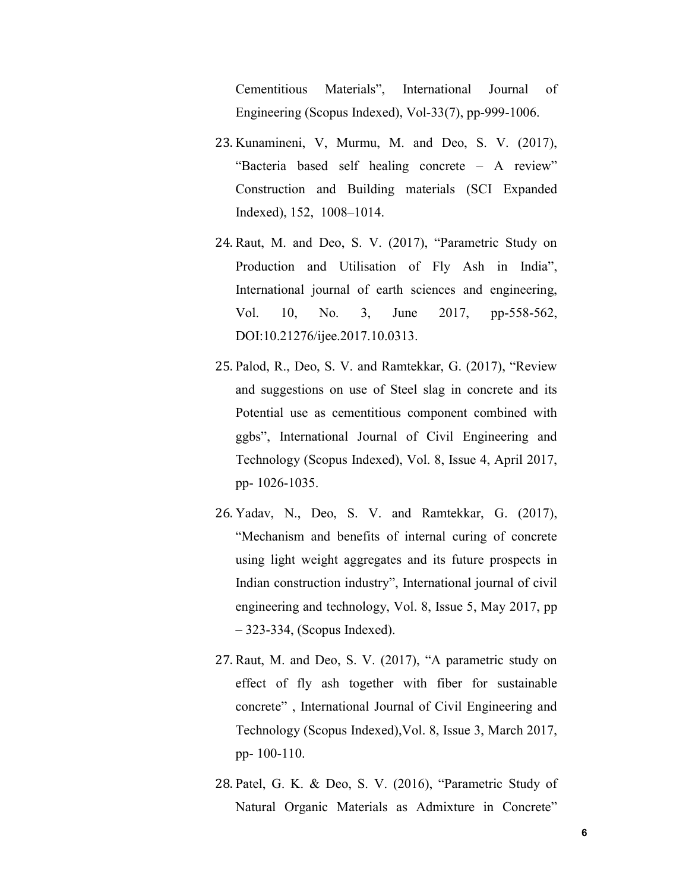Cementitious Materials", International Journal of Engineering (Scopus Indexed), Vol-33(7), pp-999-1006.

23. Kunamineni, V, Murmu, M. and Deo, S. V. (2017), "Bacteria based self healing concrete – A review" Construction and Building materials (SCI Expanded Indexed), 152, 1008–1014.

24. Raut, M. and Deo, S. V. (2017), "Parametric Study on Production and Utilisation of Fly Ash in India", International journal of earth sciences and engineering, Vol. 10, No. 3, June 2017, pp-558-562, DOI:10.21276/ijee.2017.10.0313.

25. Palod, R., Deo, S. V. and Ramtekkar, G. (2017), "Review and suggestions on use of Steel slag in concrete and its Potential use as cementitious component combined with ggbs", International Journal of Civil Engineering and Technology (Scopus Indexed), Vol. 8, Issue 4, April 2017, pp- 1026-1035.

26. Yadav, N., Deo, S. V. and Ramtekkar, G. (2017), "Mechanism and benefits of internal curing of concrete using light weight aggregates and its future prospects in Indian construction industry", International journal of civil engineering and technology, Vol. 8, Issue 5, May 2017, pp – 323-334, (Scopus Indexed).

27. Raut, M. and Deo, S. V. (2017), "A parametric study on effect of fly ash together with fiber for sustainable concrete" , International Journal of Civil Engineering and Technology (Scopus Indexed),Vol. 8, Issue 3, March 2017, pp- 100-110.

28. Patel, G. K. & Deo, S. V. (2016), "Parametric Study of Natural Organic Materials as Admixture in Concrete"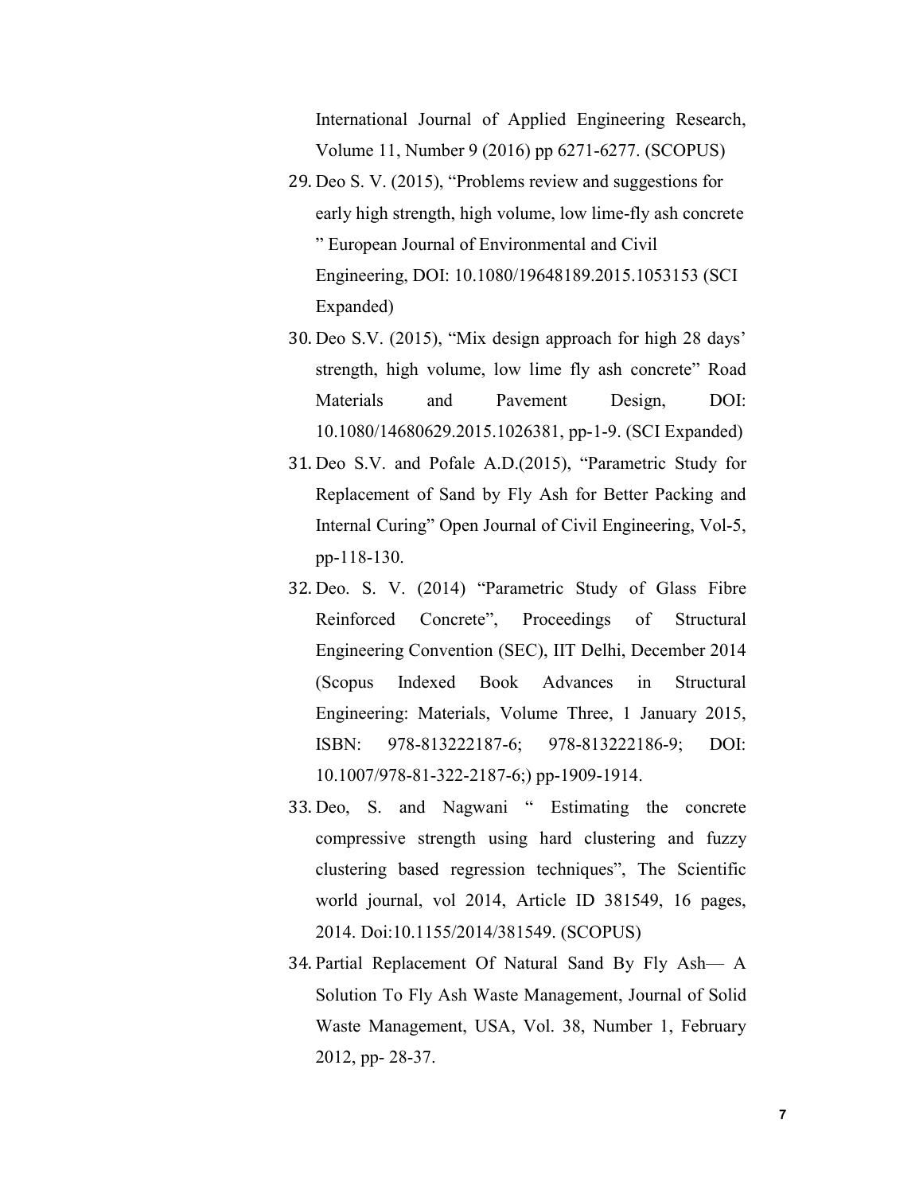International Journal of Applied Engineering Research, Volume 11, Number 9 (2016) pp 6271-6277. (SCOPUS)

29. Deo S. V. (2015), "Problems review and suggestions for early high strength, high volume, low lime-fly ash concrete " European Journal of Environmental and Civil Engineering, DOI: 10.1080/19648189.2015.1053153 (SCI Expanded)
30. Deo S.V. (2015), "Mix design approach for high 28 days' strength, high volume, low lime fly ash concrete" Road Materials and Pavement Design, DOI: 10.1080/14680629.2015.1026381, pp-1-9. (SCI Expanded)
31. Deo S.V. and Pofale A.D.(2015), "Parametric Study for Replacement of Sand by Fly Ash for Better Packing and Internal Curing" Open Journal of Civil Engineering, Vol-5, pp-118-130.
32. Deo. S. V. (2014) "Parametric Study of Glass Fibre Reinforced Concrete", Proceedings of Structural Engineering Convention (SEC), IIT Delhi, December 2014 (Scopus Indexed Book Advances in Structural Engineering: Materials, Volume Three, 1 January 2015, ISBN: 978-813222187-6; 978-813222186-9; DOI: 10.1007/978-81-322-2187-6;) pp-1909-1914.
33. Deo, S. and Nagwani " Estimating the concrete compressive strength using hard clustering and fuzzy clustering based regression techniques", The Scientific world journal, vol 2014, Article ID 381549, 16 pages, 2014. Doi:10.1155/2014/381549. (SCOPUS)
34. Partial Replacement Of Natural Sand By Fly Ash— A Solution To Fly Ash Waste Management, Journal of Solid Waste Management, USA, Vol. 38, Number 1, February 2012, pp- 28-37.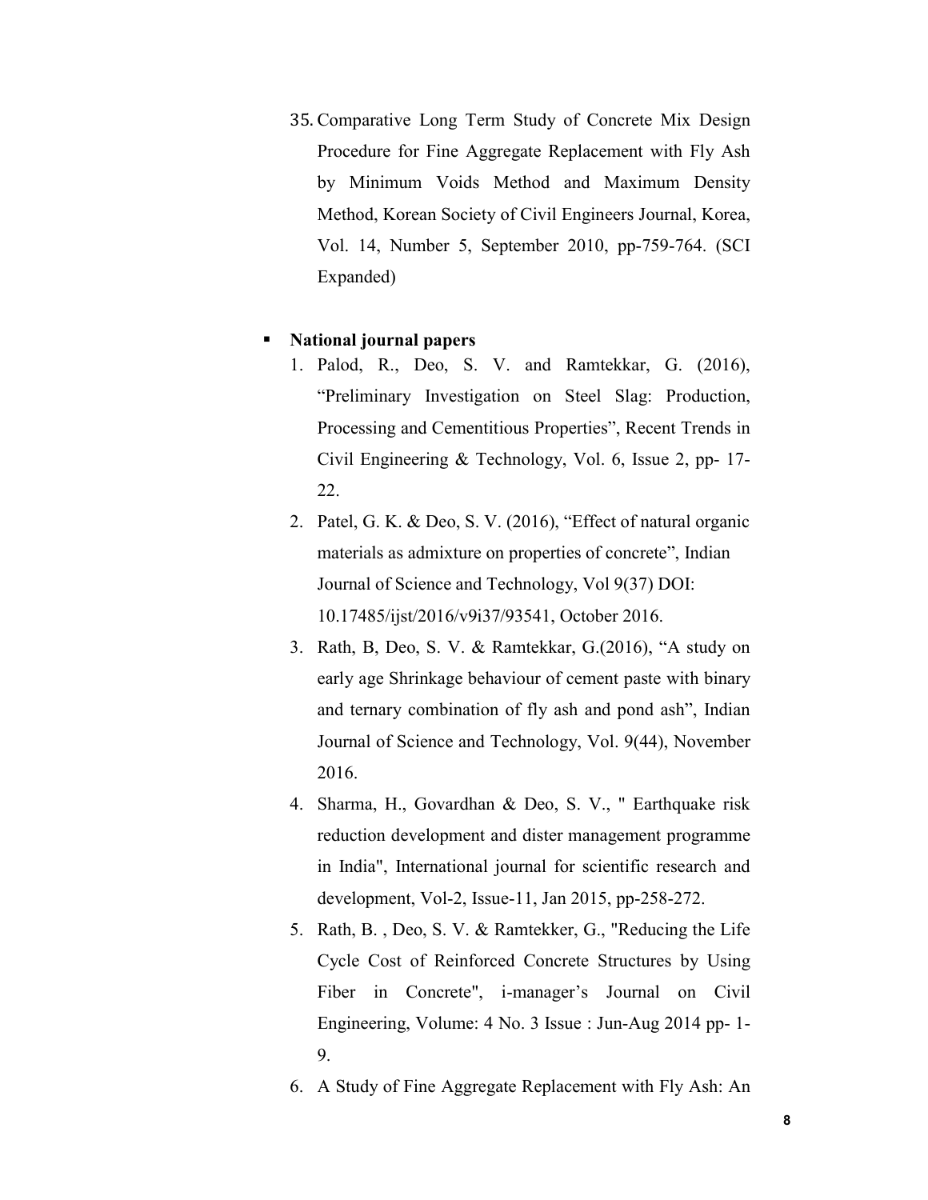35. Comparative Long Term Study of Concrete Mix Design Procedure for Fine Aggregate Replacement with Fly Ash by Minimum Voids Method and Maximum Density Method, Korean Society of Civil Engineers Journal, Korea, Vol. 14, Number 5, September 2010, pp-759-764. (SCI Expanded)

- **National journal papers**
  1. Palod, R., Deo, S. V. and Ramtekkar, G. (2016), "Preliminary Investigation on Steel Slag: Production, Processing and Cementitious Properties", Recent Trends in Civil Engineering & Technology, Vol. 6, Issue 2, pp- 17-22.
  2. Patel, G. K. & Deo, S. V. (2016), "Effect of natural organic materials as admixture on properties of concrete", Indian Journal of Science and Technology, Vol 9(37) DOI: 10.17485/ijst/2016/v9i37/93541, October 2016.
  3. Rath, B, Deo, S. V. & Ramtekkar, G.(2016), "A study on early age Shrinkage behaviour of cement paste with binary and ternary combination of fly ash and pond ash", Indian Journal of Science and Technology, Vol. 9(44), November 2016.
  4. Sharma, H., Govardhan & Deo, S. V., " Earthquake risk reduction development and dister management programme in India", International journal for scientific research and development, Vol-2, Issue-11, Jan 2015, pp-258-272.
  5. Rath, B. , Deo, S. V. & Ramtekker, G., "Reducing the Life Cycle Cost of Reinforced Concrete Structures by Using Fiber in Concrete", i-manager's Journal on Civil Engineering, Volume: 4 No. 3 Issue : Jun-Aug 2014 pp- 1-9.
  6. A Study of Fine Aggregate Replacement with Fly Ash: An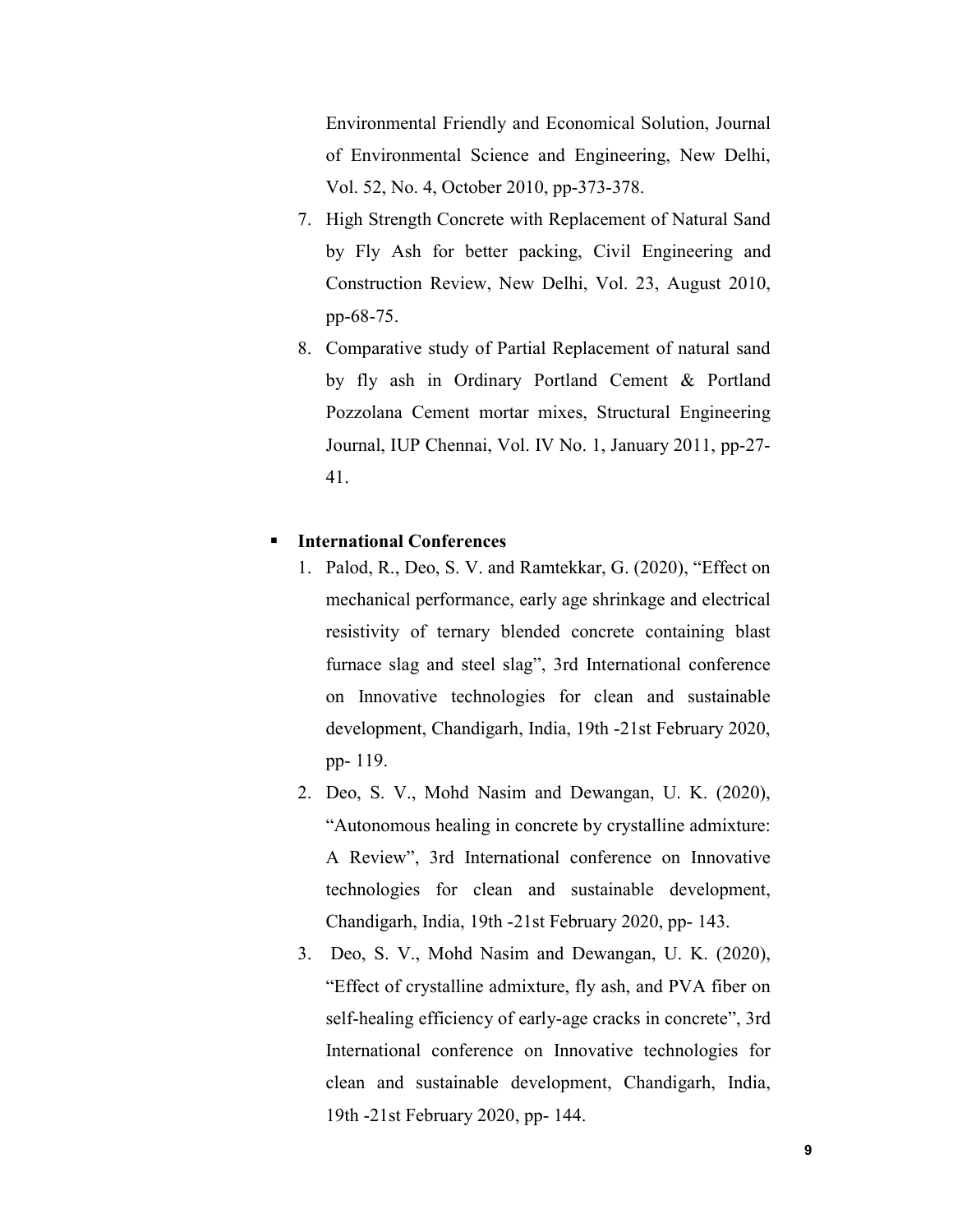Environmental Friendly and Economical Solution, Journal of Environmental Science and Engineering, New Delhi, Vol. 52, No. 4, October 2010, pp-373-378.

7. High Strength Concrete with Replacement of Natural Sand by Fly Ash for better packing, Civil Engineering and Construction Review, New Delhi, Vol. 23, August 2010, pp-68-75.
8. Comparative study of Partial Replacement of natural sand by fly ash in Ordinary Portland Cement & Portland Pozzolana Cement mortar mixes, Structural Engineering Journal, IUP Chennai, Vol. IV No. 1, January 2011, pp-27-41.

- **International Conferences**
  1. Palod, R., Deo, S. V. and Ramtekkar, G. (2020), "Effect on mechanical performance, early age shrinkage and electrical resistivity of ternary blended concrete containing blast furnace slag and steel slag", 3rd International conference on Innovative technologies for clean and sustainable development, Chandigarh, India, 19th -21st February 2020, pp- 119.
  2. Deo, S. V., Mohd Nasim and Dewangan, U. K. (2020), "Autonomous healing in concrete by crystalline admixture: A Review", 3rd International conference on Innovative technologies for clean and sustainable development, Chandigarh, India, 19th -21st February 2020, pp- 143.
  3. Deo, S. V., Mohd Nasim and Dewangan, U. K. (2020), "Effect of crystalline admixture, fly ash, and PVA fiber on self-healing efficiency of early-age cracks in concrete", 3rd International conference on Innovative technologies for clean and sustainable development, Chandigarh, India, 19th -21st February 2020, pp- 144.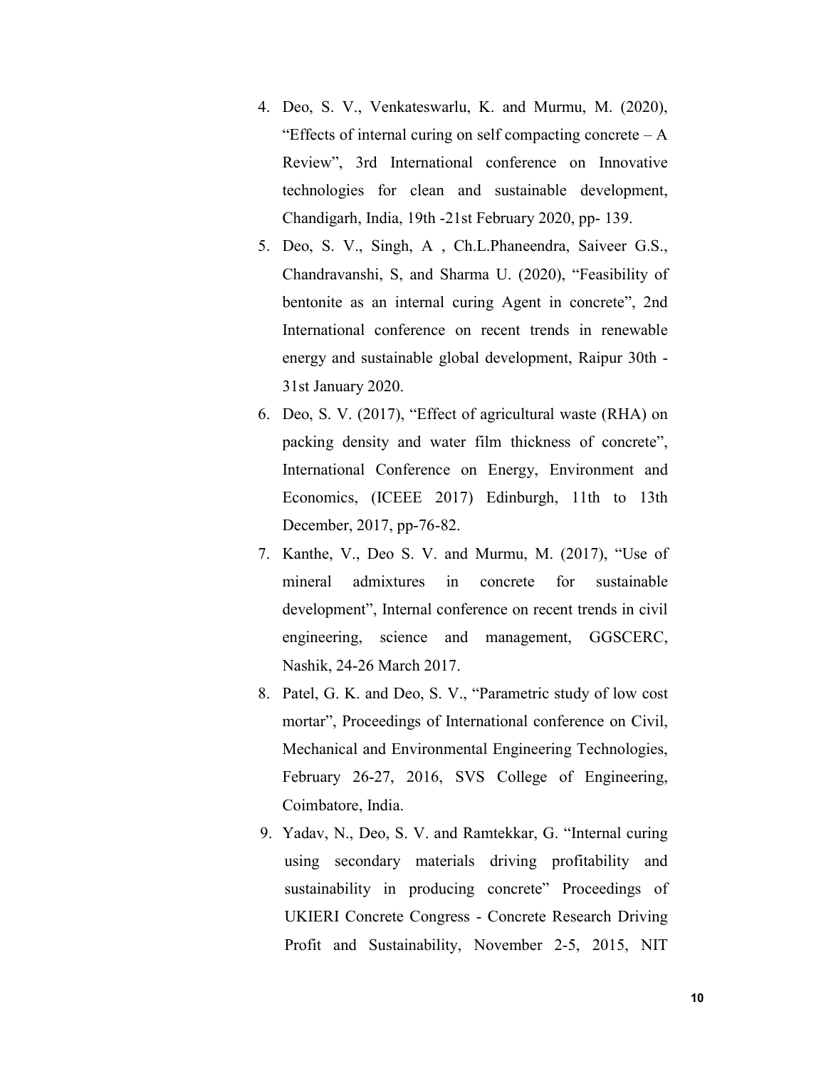4. Deo, S. V., Venkateswarlu, K. and Murmu, M. (2020), "Effects of internal curing on self compacting concrete – A Review", 3rd International conference on Innovative technologies for clean and sustainable development, Chandigarh, India, 19th -21st February 2020, pp- 139.
5. Deo, S. V., Singh, A , Ch.L.Phaneendra, Saiveer G.S., Chandravanshi, S, and Sharma U. (2020), "Feasibility of bentonite as an internal curing Agent in concrete", 2nd International conference on recent trends in renewable energy and sustainable global development, Raipur 30th - 31st January 2020.
6. Deo, S. V. (2017), "Effect of agricultural waste (RHA) on packing density and water film thickness of concrete", International Conference on Energy, Environment and Economics, (ICEEE 2017) Edinburgh, 11th to 13th December, 2017, pp-76-82.
7. Kanthe, V., Deo S. V. and Murmu, M. (2017), "Use of mineral admixtures in concrete for sustainable development", Internal conference on recent trends in civil engineering, science and management, GGSCERC, Nashik, 24-26 March 2017.
8. Patel, G. K. and Deo, S. V., "Parametric study of low cost mortar", Proceedings of International conference on Civil, Mechanical and Environmental Engineering Technologies, February 26-27, 2016, SVS College of Engineering, Coimbatore, India.
9. Yadav, N., Deo, S. V. and Ramtekkar, G. "Internal curing using secondary materials driving profitability and sustainability in producing concrete" Proceedings of UKIERI Concrete Congress - Concrete Research Driving Profit and Sustainability, November 2-5, 2015, NIT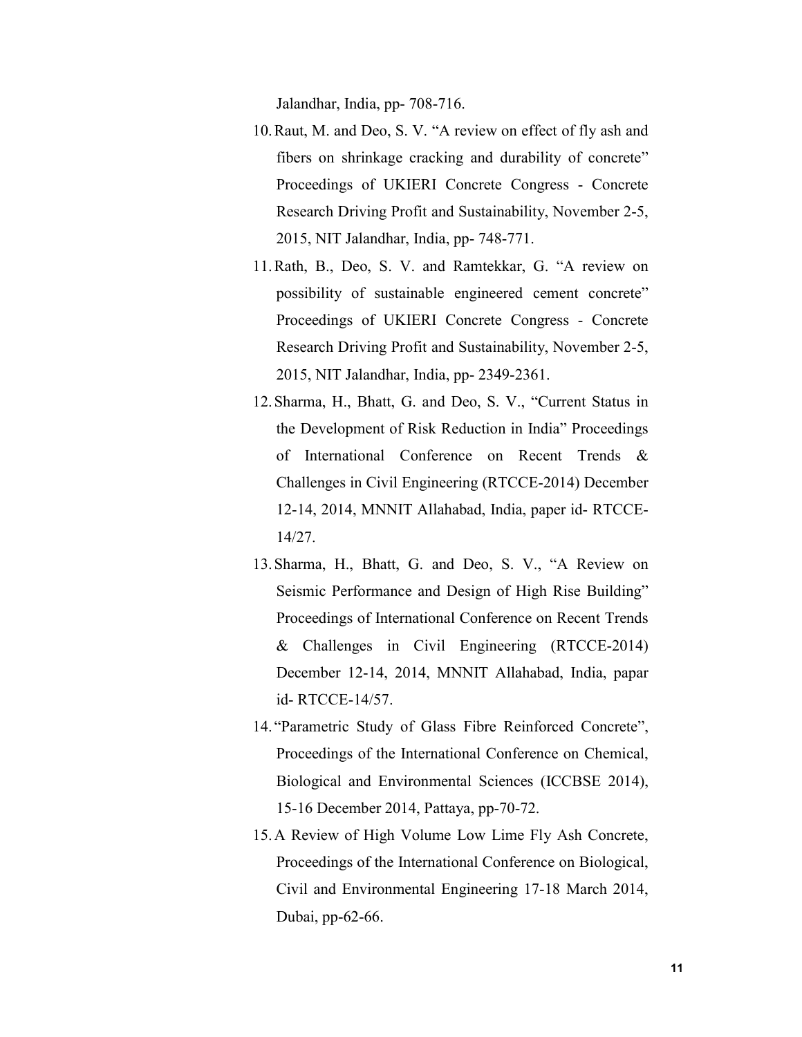Jalandhar, India, pp- 708-716.

10. Raut, M. and Deo, S. V. "A review on effect of fly ash and fibers on shrinkage cracking and durability of concrete" Proceedings of UKIERI Concrete Congress - Concrete Research Driving Profit and Sustainability, November 2-5, 2015, NIT Jalandhar, India, pp- 748-771.
11. Rath, B., Deo, S. V. and Ramtekkar, G. "A review on possibility of sustainable engineered cement concrete" Proceedings of UKIERI Concrete Congress - Concrete Research Driving Profit and Sustainability, November 2-5, 2015, NIT Jalandhar, India, pp- 2349-2361.
12. Sharma, H., Bhatt, G. and Deo, S. V., "Current Status in the Development of Risk Reduction in India" Proceedings of International Conference on Recent Trends & Challenges in Civil Engineering (RTCCE-2014) December 12-14, 2014, MNNIT Allahabad, India, paper id- RTCCE-14/27.
13. Sharma, H., Bhatt, G. and Deo, S. V., "A Review on Seismic Performance and Design of High Rise Building" Proceedings of International Conference on Recent Trends & Challenges in Civil Engineering (RTCCE-2014) December 12-14, 2014, MNNIT Allahabad, India, papar id- RTCCE-14/57.
14. "Parametric Study of Glass Fibre Reinforced Concrete", Proceedings of the International Conference on Chemical, Biological and Environmental Sciences (ICCBSE 2014), 15-16 December 2014, Pattaya, pp-70-72.
15. A Review of High Volume Low Lime Fly Ash Concrete, Proceedings of the International Conference on Biological, Civil and Environmental Engineering 17-18 March 2014, Dubai, pp-62-66.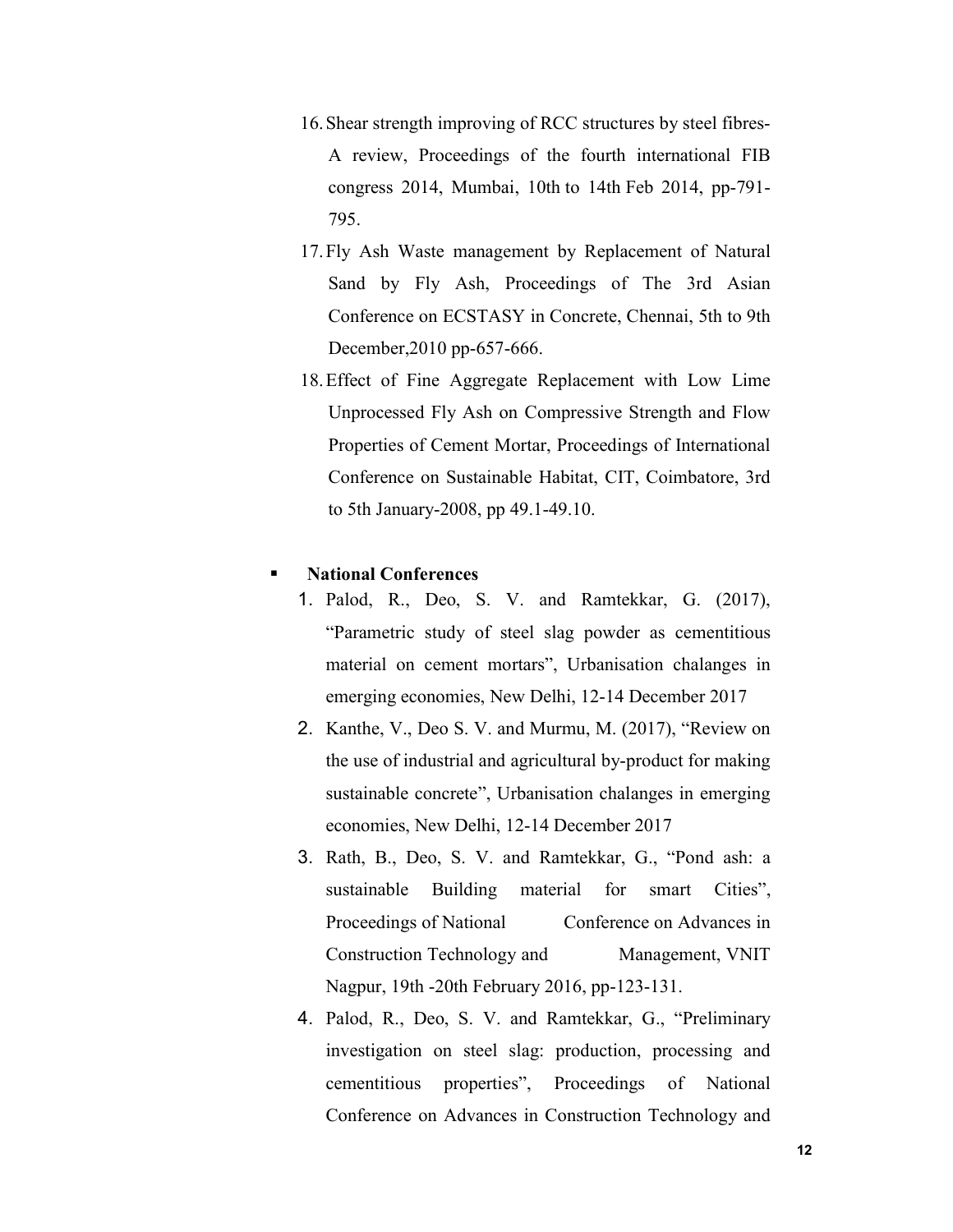16. Shear strength improving of RCC structures by steel fibres- A review, Proceedings of the fourth international FIB congress 2014, Mumbai, 10th to 14th Feb 2014, pp-791-795.
17. Fly Ash Waste management by Replacement of Natural Sand by Fly Ash, Proceedings of The 3rd Asian Conference on ECSTASY in Concrete, Chennai, 5th to 9th December,2010 pp-657-666.
18. Effect of Fine Aggregate Replacement with Low Lime Unprocessed Fly Ash on Compressive Strength and Flow Properties of Cement Mortar, Proceedings of International Conference on Sustainable Habitat, CIT, Coimbatore, 3rd to 5th January-2008, pp 49.1-49.10.

- **National Conferences**

1. Palod, R., Deo, S. V. and Ramtekkar, G. (2017), "Parametric study of steel slag powder as cementitious material on cement mortars", Urbanisation chalanges in emerging economies, New Delhi, 12-14 December 2017
2. Kanthe, V., Deo S. V. and Murmu, M. (2017), "Review on the use of industrial and agricultural by-product for making sustainable concrete", Urbanisation chalanges in emerging economies, New Delhi, 12-14 December 2017
3. Rath, B., Deo, S. V. and Ramtekkar, G., "Pond ash: a sustainable Building material for smart Cities", Proceedings of National Conference on Advances in Construction Technology and Management, VNIT Nagpur, 19th -20th February 2016, pp-123-131.
4. Palod, R., Deo, S. V. and Ramtekkar, G., "Preliminary investigation on steel slag: production, processing and cementitious properties", Proceedings of National Conference on Advances in Construction Technology and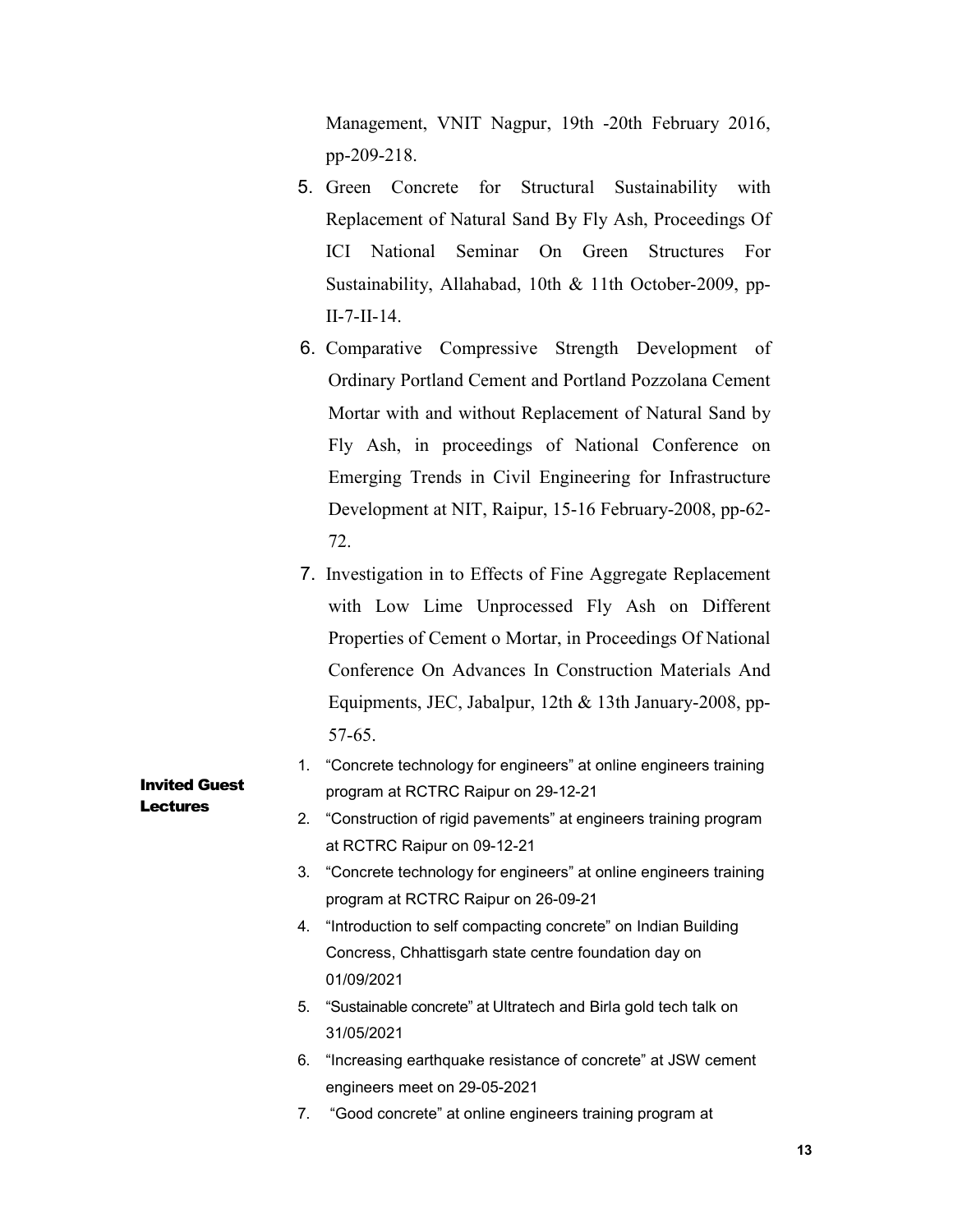Management, VNIT Nagpur, 19th -20th February 2016, pp-209-218.

5. Green Concrete for Structural Sustainability with Replacement of Natural Sand By Fly Ash, Proceedings Of ICI National Seminar On Green Structures For Sustainability, Allahabad, 10th & 11th October-2009, pp-II-7-II-14.
6. Comparative Compressive Strength Development of Ordinary Portland Cement and Portland Pozzolana Cement Mortar with and without Replacement of Natural Sand by Fly Ash, in proceedings of National Conference on Emerging Trends in Civil Engineering for Infrastructure Development at NIT, Raipur, 15-16 February-2008, pp-62-72.
7. Investigation in to Effects of Fine Aggregate Replacement with Low Lime Unprocessed Fly Ash on Different Properties of Cement o Mortar, in Proceedings Of National Conference On Advances In Construction Materials And Equipments, JEC, Jabalpur, 12th & 13th January-2008, pp-57-65.

**Invited Guest Lectures**

1. "Concrete technology for engineers" at online engineers training program at RCTRC Raipur on 29-12-21
2. "Construction of rigid pavements" at engineers training program at RCTRC Raipur on 09-12-21
3. "Concrete technology for engineers" at online engineers training program at RCTRC Raipur on 26-09-21
4. "Introduction to self compacting concrete" on Indian Building Concress, Chhattisgarh state centre foundation day on 01/09/2021
5. "Sustainable concrete" at Ultratech and Birla gold tech talk on 31/05/2021
6. "Increasing earthquake resistance of concrete" at JSW cement engineers meet on 29-05-2021
7. "Good concrete" at online engineers training program at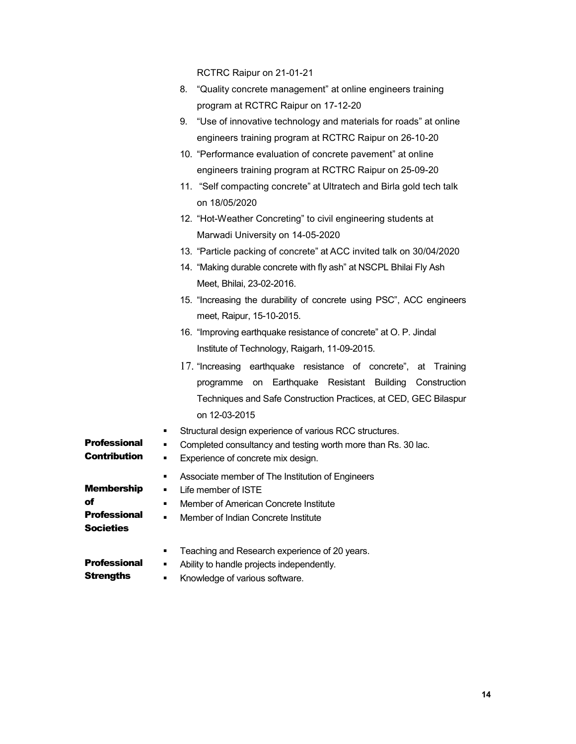RCTRC Raipur on 21-01-21

8. "Quality concrete management" at online engineers training program at RCTRC Raipur on 17-12-20
9. "Use of innovative technology and materials for roads" at online engineers training program at RCTRC Raipur on 26-10-20
10. "Performance evaluation of concrete pavement" at online engineers training program at RCTRC Raipur on 25-09-20
11. "Self compacting concrete" at Ultratech and Birla gold tech talk on 18/05/2020
12. "Hot-Weather Concreting" to civil engineering students at Marwadi University on 14-05-2020
13. "Particle packing of concrete" at ACC invited talk on 30/04/2020
14. "Making durable concrete with fly ash" at NSCPL Bhilai Fly Ash Meet, Bhilai, 23-02-2016.
15. "Increasing the durability of concrete using PSC", ACC engineers meet, Raipur, 15-10-2015.
16. "Improving earthquake resistance of concrete" at O. P. Jindal Institute of Technology, Raigarh, 11-09-2015.
17. "Increasing earthquake resistance of concrete", at Training programme on Earthquake Resistant Building Construction Techniques and Safe Construction Practices, at CED, GEC Bilaspur on 12-03-2015

**Professional Contribution**

- Structural design experience of various RCC structures.
- Completed consultancy and testing worth more than Rs. 30 lac.
- Experience of concrete mix design.

**Membership of Professional Societies**

- Associate member of The Institution of Engineers
- Life member of ISTE
- Member of American Concrete Institute
- Member of Indian Concrete Institute

**Professional Strengths**

- Teaching and Research experience of 20 years.
- Ability to handle projects independently.
- Knowledge of various software.